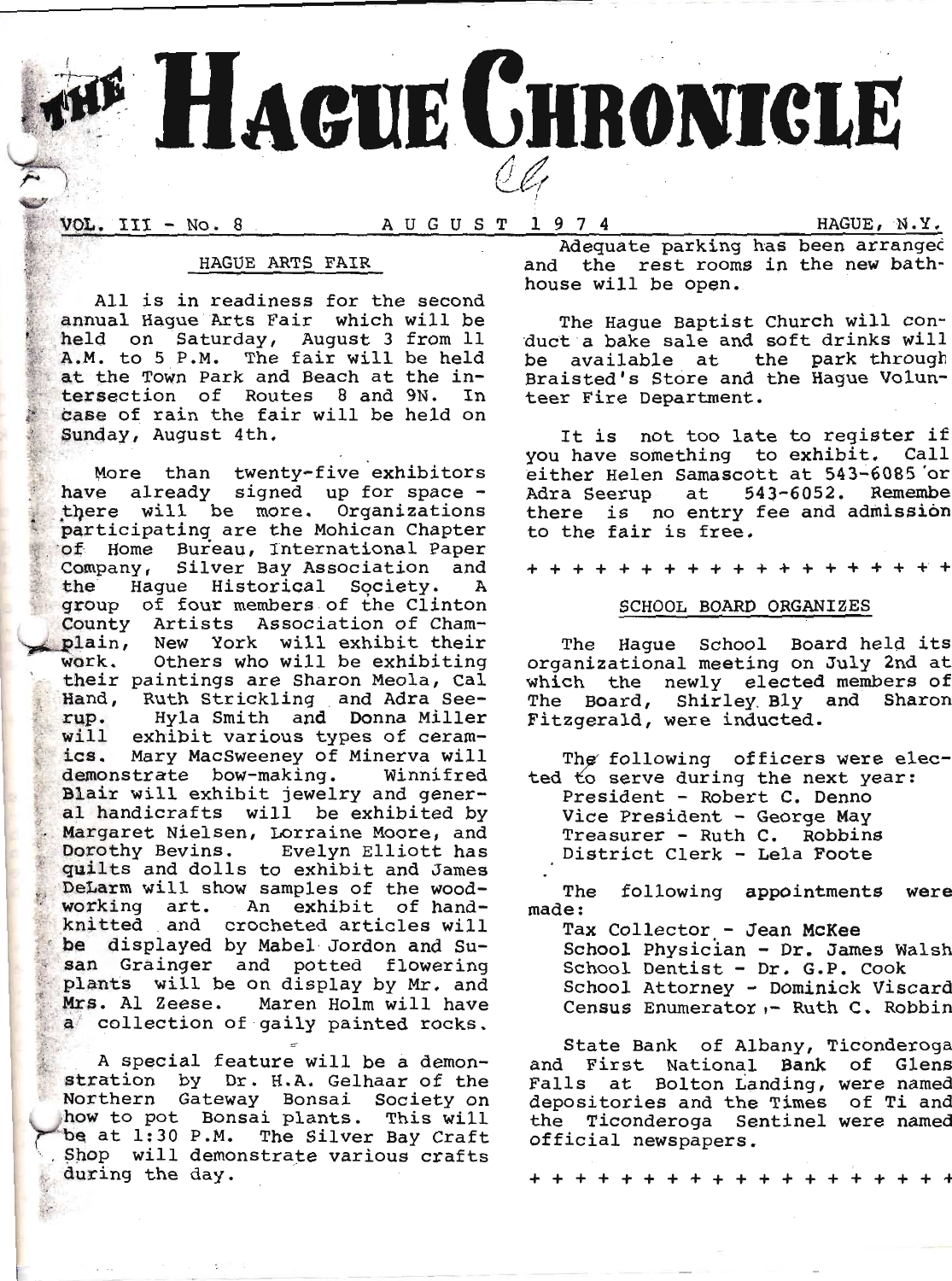# THE HAGUE CHRONICLE

VOL. III - No. 8 — AUGUST 1974 — HAGUE, N.Y.

## HAGUE ARTS FAIR

All is in readiness for the second annual Hague Arts Fair which will be held on Saturday, August 3 from 11 A.M. to 5 P.M. The fair will be held at the Town Park and Beach at the intersection of Routes 8 and 9N. In case of rain the fair will be held on Sunday, August 4th.

More than twenty-five exhibitors have already signed up for space - there will be more. Organizations participating are the Mohican Chapter of Home Bureau, International Paper Company, Silver Bay Association and the Hague Historical Society. A group of four members of the Clinton County Artists Association of Champlain, New York will exhibit their work. Others who will be exhibiting their paintings are Sharon Meola, Cal Hand, Ruth Strickling and Adra Seerup. Hyla Smith and Donna Miller will exhibit various types of ceramics. Mary MacSweeney of Minerva will demonstrate bow-making. Winnifred Blair will exhibit jewelry and general handicrafts will be exhibited by Margaret Nielsen, Lorraine Moore, and Dorothy Bevins. Evelyn Elliott has quilts and dolls to exhibit and James DeLarm will show samples of the woodworking art. An exhibit of hand-knitted and crocheted articles will be displayed by Mabel Jordon and Susan Grainger and potted flowering plants will be on display by Mr. and Mrs. Al Zeese. Maren Holm will have a collection of gaily painted rocks.

A special feature will be a demonstration by Dr. H.A. Gelhaar of the Northern Gateway Bonsai Society on how to pot Bonsai plants. This will be at 1:30 P.M. The Silver Bay Craft Shop will demonstrate various crafts during the day.

Adequate parking has been arranged and the rest rooms in the new bathhouse will be open.

The Hague Baptist Church will conduct a bake sale and soft drinks will be available at the park through Braisted's Store and the Hague Volunteer Fire Department.

It is not too late to register if you have something to exhibit. Call either Helen Samascott at 543-6085 or Adra Seerup at 543-6052. Remember there is no entry fee and admission to the fair is free.

+ + + + + + + + + + + + + + + + + + +

## SCHOOL BOARD ORGANIZES

The Hague School Board held its organizational meeting on July 2nd at which the newly elected members of The Board, Shirley Bly and Sharon Fitzgerald, were inducted.

The following officers were elected to serve during the next year:

- President - Robert C. Denno
- Vice President - George May
- Treasurer - Ruth C. Robbins
- District Clerk - Lela Foote

The following appointments were made:

- Tax Collector - Jean McKee
- School Physician - Dr. James Walsh
- School Dentist - Dr. G.P. Cook
- School Attorney - Dominick Viscard
- Census Enumerator - Ruth C. Robbin

State Bank of Albany, Ticonderoga and First National Bank of Glens Falls at Bolton Landing, were named depositories and the Times of Ti and the Ticonderoga Sentinel were named official newspapers.

+ + + + + + + + + + + + + + + + + + +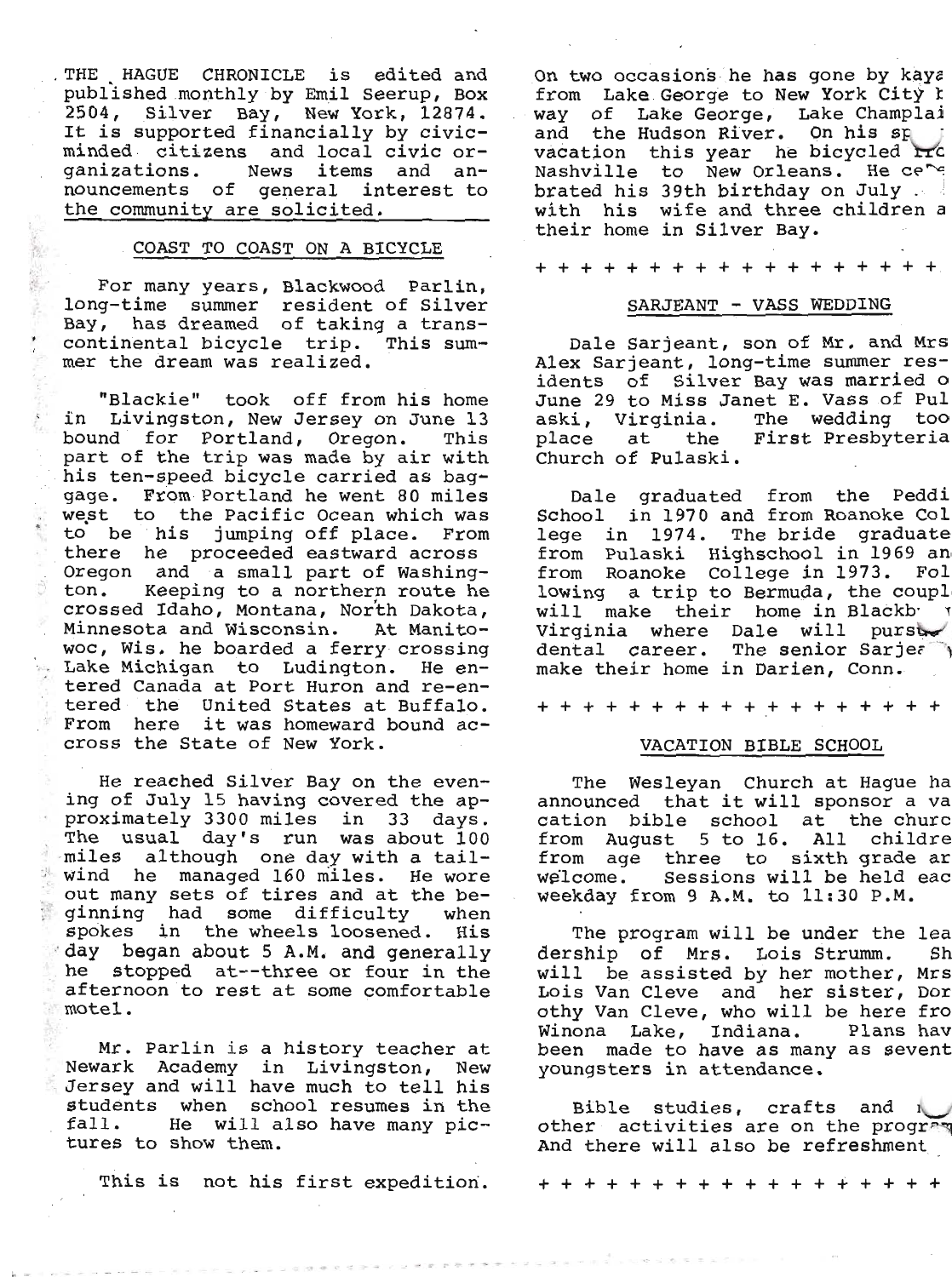THE HAGUE CHRONICLE is edited and published monthly by Emil Seerup, Box 2504, Silver Bay, New York, 12874. It is supported financially by civic-minded citizens and local civic organizations. News items and announcements of general interest to the community are solicited.

## COAST TO COAST ON A BICYCLE

For many years, Blackwood Parlin, long-time summer resident of Silver Bay, has dreamed of taking a transcontinental bicycle trip. This summer the dream was realized.

"Blackie" took off from his home in Livingston, New Jersey on June 13 bound for Portland, Oregon. This part of the trip was made by air with his ten-speed bicycle carried as baggage. From Portland he went 80 miles west to the Pacific Ocean which was to be his jumping off place. From there he proceeded eastward across Oregon and a small part of Washington. Keeping to a northern route he crossed Idaho, Montana, North Dakota, Minnesota and Wisconsin. At Manitowoc, Wis. he boarded a ferry crossing Lake Michigan to Ludington. He entered Canada at Port Huron and re-entered the United States at Buffalo. From here it was homeward bound accross the State of New York.

He reached Silver Bay on the evening of July 15 having covered the approximately 3300 miles in 33 days. The usual day's run was about 100 miles although one day with a tailwind he managed 160 miles. He wore out many sets of tires and at the beginning had some difficulty when spokes in the wheels loosened. His day began about 5 A.M. and generally he stopped at--three or four in the afternoon to rest at some comfortable motel.

Mr. Parlin is a history teacher at Newark Academy in Livingston, New Jersey and will have much to tell his students when school resumes in the fall. He will also have many pictures to show them.

This is not his first expedition. On two occasions he has gone by kaya from Lake George to New York City b way of Lake George, Lake Champlai and the Hudson River. On his sp vacation this year he bicycled fro Nashville to New Orleans. He ce brated his 39th birthday on July with his wife and three children a their home in Silver Bay.

+ + + + + + + + + + + + + + + + + +

## SARJEANT - VASS WEDDING

Dale Sarjeant, son of Mr. and Mrs Alex Sarjeant, long-time summer residents of Silver Bay was married o June 29 to Miss Janet E. Vass of Pulaski, Virginia. The wedding too place at the First Presbyteria Church of Pulaski.

Dale graduated from the Peddi School in 1970 and from Roanoke College in 1974. The bride graduate from Pulaski Highschool in 1969 an from Roanoke College in 1973. Following a trip to Bermuda, the coupl will make their home in Blackb Virginia where Dale will pursu dental career. The senior Sarje make their home in Darien, Conn.

+ + + + + + + + + + + + + + + + + +

## VACATION BIBLE SCHOOL

The Wesleyan Church at Hague ha announced that it will sponsor a vacation bible school at the churc from August 5 to 16. All childre from age three to sixth grade ar welcome. Sessions will be held eac weekday from 9 A.M. to 11:30 P.M.

The program will be under the leadership of Mrs. Lois Strumm. Sh will be assisted by her mother, Mrs Lois Van Cleve and her sister, Dorothy Van Cleve, who will be here fro Winona Lake, Indiana. Plans hav been made to have as many as sevent youngsters in attendance.

Bible studies, crafts and other activities are on the program And there will also be refreshment

+ + + + + + + + + + + + + + + + + +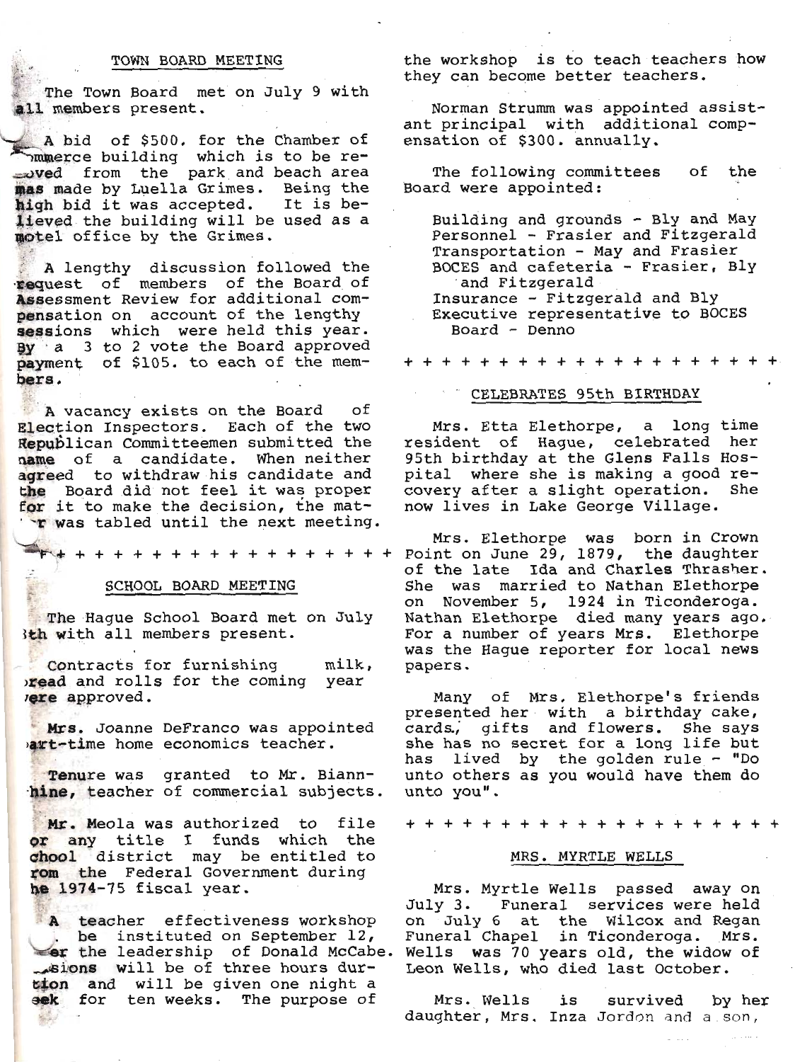## TOWN BOARD MEETING

The Town Board met on July 9 with all members present.

A bid of $500. for the Chamber of Commerce building which is to be removed from the park and beach area was made by Luella Grimes. Being the high bid it was accepted. It is believed the building will be used as a motel office by the Grimes.

A lengthy discussion followed the request of members of the Board of Assessment Review for additional compensation on account of the lengthy sessions which were held this year. By a 3 to 2 vote the Board approved payment of $105. to each of the members.

A vacancy exists on the Board of Election Inspectors. Each of the two Republican Committeemen submitted the name of a candidate. When neither agreed to withdraw his candidate and the Board did not feel it was proper for it to make the decision, the matter was tabled until the next meeting.

+ + + + + + + + + + + + + + + + + + + + +

## SCHOOL BOARD MEETING

The Hague School Board met on July 8th with all members present.

Contracts for furnishing milk, bread and rolls for the coming year were approved.

Mrs. Joanne DeFranco was appointed part-time home economics teacher.

Tenure was granted to Mr. Biannchine, teacher of commercial subjects.

Mr. Meola was authorized to file for any title I funds which the school district may be entitled to from the Federal Government during the 1974-75 fiscal year.

A teacher effectiveness workshop will be instituted on September 12, under the leadership of Donald McCabe. Sessions will be of three hours duration and will be given one night a week for ten weeks. The purpose of the workshop is to teach teachers how they can become better teachers.

Norman Strumm was appointed assistant principal with additional compensation of $300. annually.

The following committees of the Board were appointed:

Building and grounds - Bly and May
Personnel - Frasier and Fitzgerald
Transportation - May and Frasier
BOCES and cafeteria - Frasier, Bly and Fitzgerald
Insurance - Fitzgerald and Bly
Executive representative to BOCES Board - Denno

+ + + + + + + + + + + + + + + + + + + + +

## CELEBRATES 95th BIRTHDAY

Mrs. Etta Elethorpe, a long time resident of Hague, celebrated her 95th birthday at the Glens Falls Hospital where she is making a good recovery after a slight operation. She now lives in Lake George Village.

Mrs. Elethorpe was born in Crown Point on June 29, 1879, the daughter of the late Ida and Charles Thrasher. She was married to Nathan Elethorpe on November 5, 1924 in Ticonderoga. Nathan Elethorpe died many years ago. For a number of years Mrs. Elethorpe was the Hague reporter for local news papers.

Many of Mrs. Elethorpe's friends presented her with a birthday cake, cards, gifts and flowers. She says she has no secret for a long life but has lived by the golden rule - "Do unto others as you would have them do unto you".

+ + + + + + + + + + + + + + + + + + + + +

## MRS. MYRTLE WELLS

Mrs. Myrtle Wells passed away on July 3. Funeral services were held on July 6 at the Wilcox and Regan Funeral Chapel in Ticonderoga. Mrs. Wells was 70 years old, the widow of Leon Wells, who died last October.

Mrs. Wells is survived by her daughter, Mrs. Inza Jordon and a son,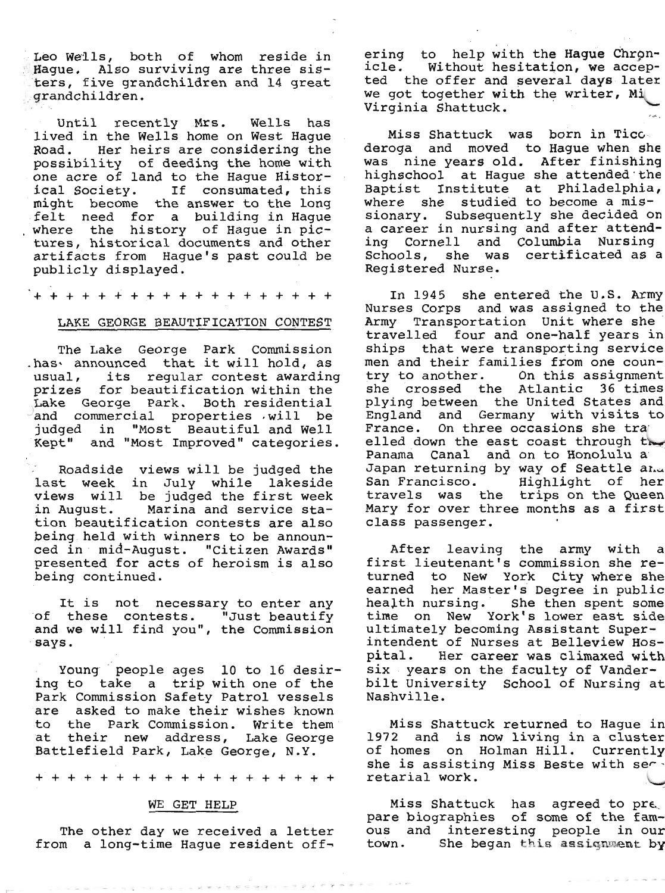Leo Wells, both of whom reside in Hague. Also surviving are three sisters, five grandchildren and 14 great grandchildren.

Until recently Mrs. Wells has lived in the Wells home on West Hague Road. Her heirs are considering the possibility of deeding the home with one acre of land to the Hague Historical Society. If consumated, this might become the answer to the long felt need for a building in Hague where the history of Hague in pictures, historical documents and other artifacts from Hague's past could be publicly displayed.

\+ + + + + + + + + + + + + + + + + + +

## LAKE GEORGE BEAUTIFICATION CONTEST

The Lake George Park Commission has announced that it will hold, as usual, its regular contest awarding prizes for beautification within the Lake George Park. Both residential and commercial properties will be judged in "Most Beautiful and Well Kept" and "Most Improved" categories.

Roadside views will be judged the last week in July while lakeside views will be judged the first week in August. Marina and service station beautification contests are also being held with winners to be announced in mid-August. "Citizen Awards" presented for acts of heroism is also being continued.

It is not necessary to enter any of these contests. "Just beautify and we will find you", the Commission says.

Young people ages 10 to 16 desiring to take a trip with one of the Park Commission Safety Patrol vessels are asked to make their wishes known to the Park Commission. Write them at their new address, Lake George Battlefield Park, Lake George, N.Y.

\+ + + + + + + + + + + + + + + + + + +

## WE GET HELP

The other day we received a letter from a long-time Hague resident offering to help with the Hague Chronicle. Without hesitation, we accepted the offer and several days later we got together with the writer, Miss Virginia Shattuck.

Miss Shattuck was born in Ticonderoga and moved to Hague when she was nine years old. After finishing highschool at Hague she attended the Baptist Institute at Philadelphia, where she studied to become a missionary. Subsequently she decided on a career in nursing and after attending Cornell and Columbia Nursing Schools, she was certificated as a Registered Nurse.

In 1945 she entered the U.S. Army Nurses Corps and was assigned to the Army Transportation Unit where she travelled four and one-half years in ships that were transporting service men and their families from one country to another. On this assignment she crossed the Atlantic 36 times plying between the United States and England and Germany with visits to France. On three occasions she travelled down the east coast through the Panama Canal and on to Honolulu and Japan returning by way of Seattle and San Francisco. Highlight of her travels was the trips on the Queen Mary for over three months as a first class passenger.

After leaving the army with a first lieutenant's commission she returned to New York City where she earned her Master's Degree in public health nursing. She then spent some time on New York's lower east side ultimately becoming Assistant Superintendent of Nurses at Belleview Hospital. Her career was climaxed with six years on the faculty of Vanderbilt University School of Nursing at Nashville.

Miss Shattuck returned to Hague in 1972 and is now living in a cluster of homes on Holman Hill. Currently she is assisting Miss Beste with secretarial work.

Miss Shattuck has agreed to prepare biographies of some of the famous and interesting people in our town. She began this assignment by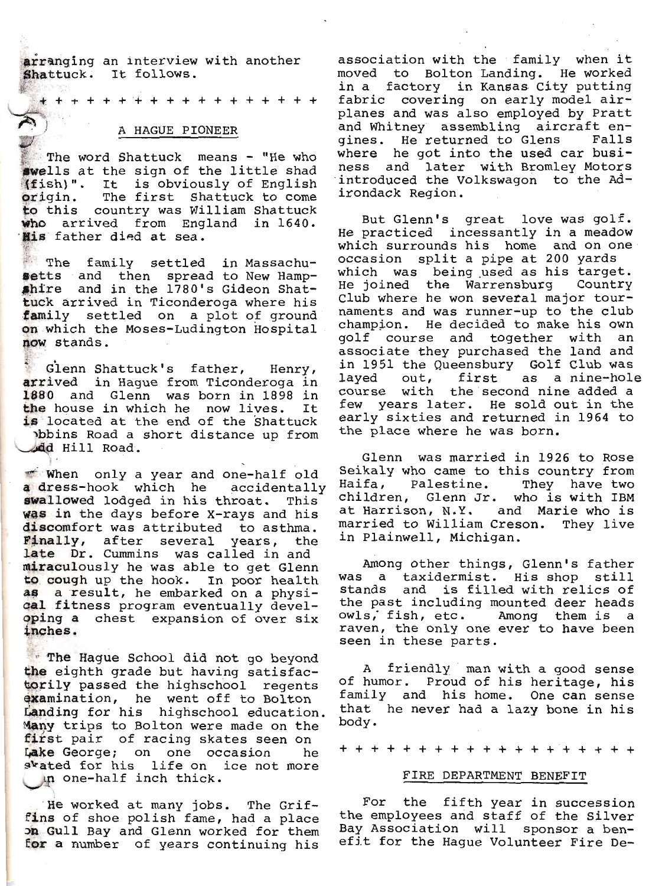arranging an interview with another Shattuck. It follows.

+ + + + + + + + + + + + + + + + + + +

## A HAGUE PIONEER

The word Shattuck means - "He who swells at the sign of the little shad (fish)". It is obviously of English origin. The first Shattuck to come to this country was William Shattuck who arrived from England in 1640. His father died at sea.

The family settled in Massachusetts and then spread to New Hampshire and in the 1780's Gideon Shattuck arrived in Ticonderoga where his family settled on a plot of ground on which the Moses-Ludington Hospital now stands.

Glenn Shattuck's father, Henry, arrived in Hague from Ticonderoga in 1880 and Glenn was born in 1898 in the house in which he now lives. It is located at the end of the Shattuck Robbins Road a short distance up from Odd Hill Road.

When only a year and one-half old a dress-hook which he accidentally swallowed lodged in his throat. This was in the days before X-rays and his discomfort was attributed to asthma. Finally, after several years, the late Dr. Cummins was called in and miraculously he was able to get Glenn to cough up the hook. In poor health as a result, he embarked on a physical fitness program eventually developing a chest expansion of over six inches.

The Hague School did not go beyond the eighth grade but having satisfactorily passed the highschool regents examination, he went off to Bolton Landing for his highschool education. Many trips to Bolton were made on the first pair of racing skates seen on Lake George; on one occasion he skated for his life on ice not more than one-half inch thick.

He worked at many jobs. The Griffins of shoe polish fame, had a place on Gull Bay and Glenn worked for them for a number of years continuing his association with the family when it moved to Bolton Landing. He worked in a factory in Kansas City putting fabric covering on early model airplanes and was also employed by Pratt and Whitney assembling aircraft engines. He returned to Glens Falls where he got into the used car business and later with Bromley Motors introduced the Volkswagon to the Adirondack Region.

But Glenn's great love was golf. He practiced incessantly in a meadow which surrounds his home and on one occasion split a pipe at 200 yards which was being used as his target. He joined the Warrensburg Country Club where he won several major tournaments and was runner-up to the club champion. He decided to make his own golf course and together with an associate they purchased the land and in 1951 the Queensbury Golf Club was layed out, first as a nine-hole course with the second nine added a few years later. He sold out in the early sixties and returned in 1964 to the place where he was born.

Glenn was married in 1926 to Rose Seikaly who came to this country from Haifa, Palestine. They have two children, Glenn Jr. who is with IBM at Harrison, N.Y. and Marie who is married to William Creson. They live in Plainwell, Michigan.

Among other things, Glenn's father was a taxidermist. His shop still stands and is filled with relics of the past including mounted deer heads owls, fish, etc. Among them is a raven, the only one ever to have been seen in these parts.

A friendly man with a good sense of humor. Proud of his heritage, his family and his home. One can sense that he never had a lazy bone in his body.

+ + + + + + + + + + + + + + + + + + +

## FIRE DEPARTMENT BENEFIT

For the fifth year in succession the employees and staff of the Silver Bay Association will sponsor a benefit for the Hague Volunteer Fire De-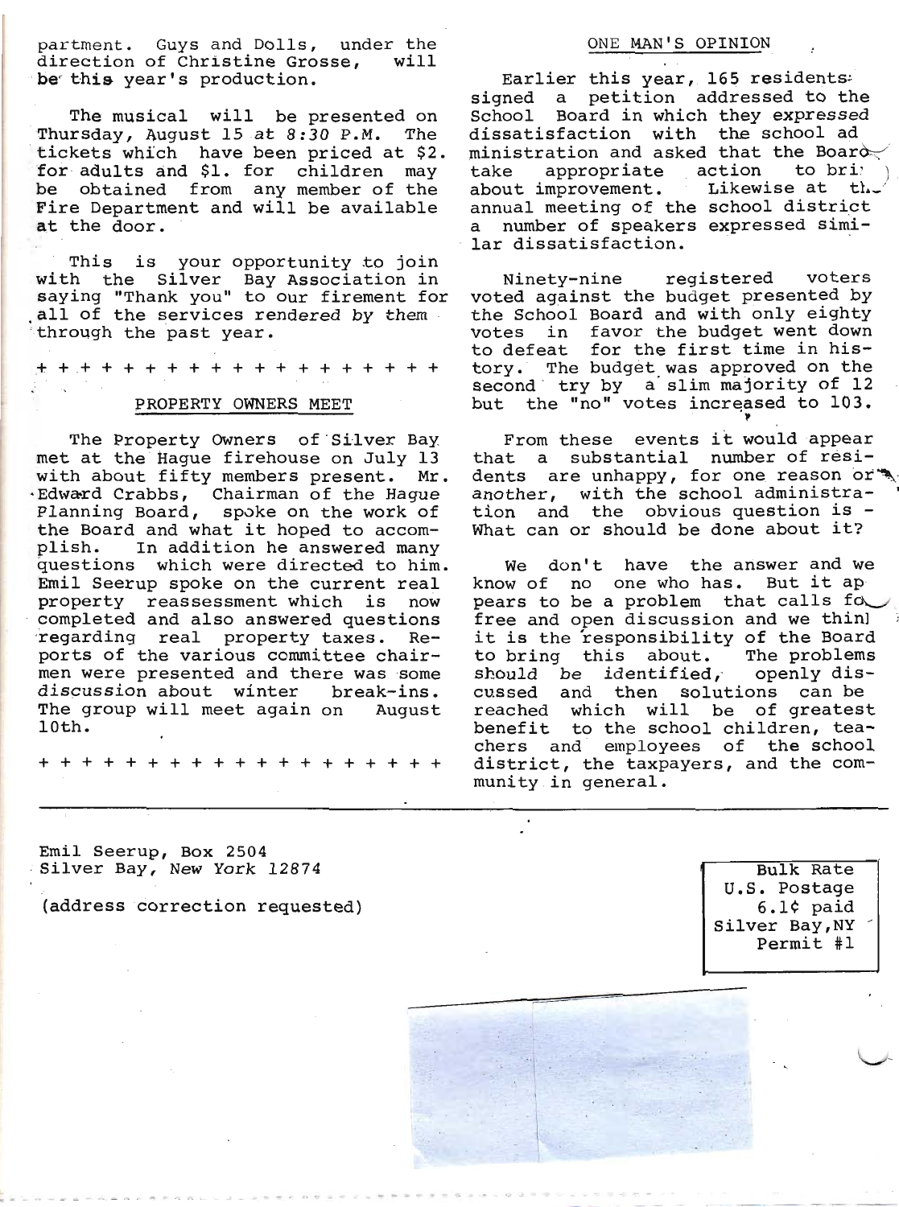partment. Guys and Dolls, under the direction of Christine Grosse, will be this year's production.

The musical will be presented on Thursday, August 15 at 8:30 P.M. The tickets which have been priced at $2. for adults and $1. for children may be obtained from any member of the Fire Department and will be available at the door.

This is your opportunity to join with the Silver Bay Association in saying "Thank you" to our firement for all of the services rendered by them through the past year.

+ + + + + + + + + + + + + + + + + + + +

## PROPERTY OWNERS MEET

The Property Owners of Silver Bay met at the Hague firehouse on July 13 with about fifty members present. Mr. Edward Crabbs, Chairman of the Hague Planning Board, spoke on the work of the Board and what it hoped to accomplish. In addition he answered many questions which were directed to him. Emil Seerup spoke on the current real property reassessment which is now completed and also answered questions regarding real property taxes. Reports of the various committee chairmen were presented and there was some discussion about winter break-ins. The group will meet again on August 10th.

+ + + + + + + + + + + + + + + + + + + +

## ONE MAN'S OPINION

Earlier this year, 165 residents signed a petition addressed to the School Board in which they expressed dissatisfaction with the school administration and asked that the Board take appropriate action to bring about improvement. Likewise at the annual meeting of the school district a number of speakers expressed similar dissatisfaction.

Ninety-nine registered voters voted against the budget presented by the School Board and with only eighty votes in favor the budget went down to defeat for the first time in history. The budget was approved on the second try by a slim majority of 12 but the "no" votes increased to 103.

From these events it would appear that a substantial number of residents are unhappy, for one reason or another, with the school administration and the obvious question is - What can or should be done about it?

We don't have the answer and we know of no one who has. But it appears to be a problem that calls for free and open discussion and we think it is the responsibility of the Board to bring this about. The problems should be identified, openly discussed and then solutions can be reached which will be of greatest benefit to the school children, teachers and employees of the school district, the taxpayers, and the community in general.

---

Emil Seerup, Box 2504
Silver Bay, New York 12874

(address correction requested)

Bulk Rate
U.S. Postage
6.1¢ paid
Silver Bay,NY
Permit #1